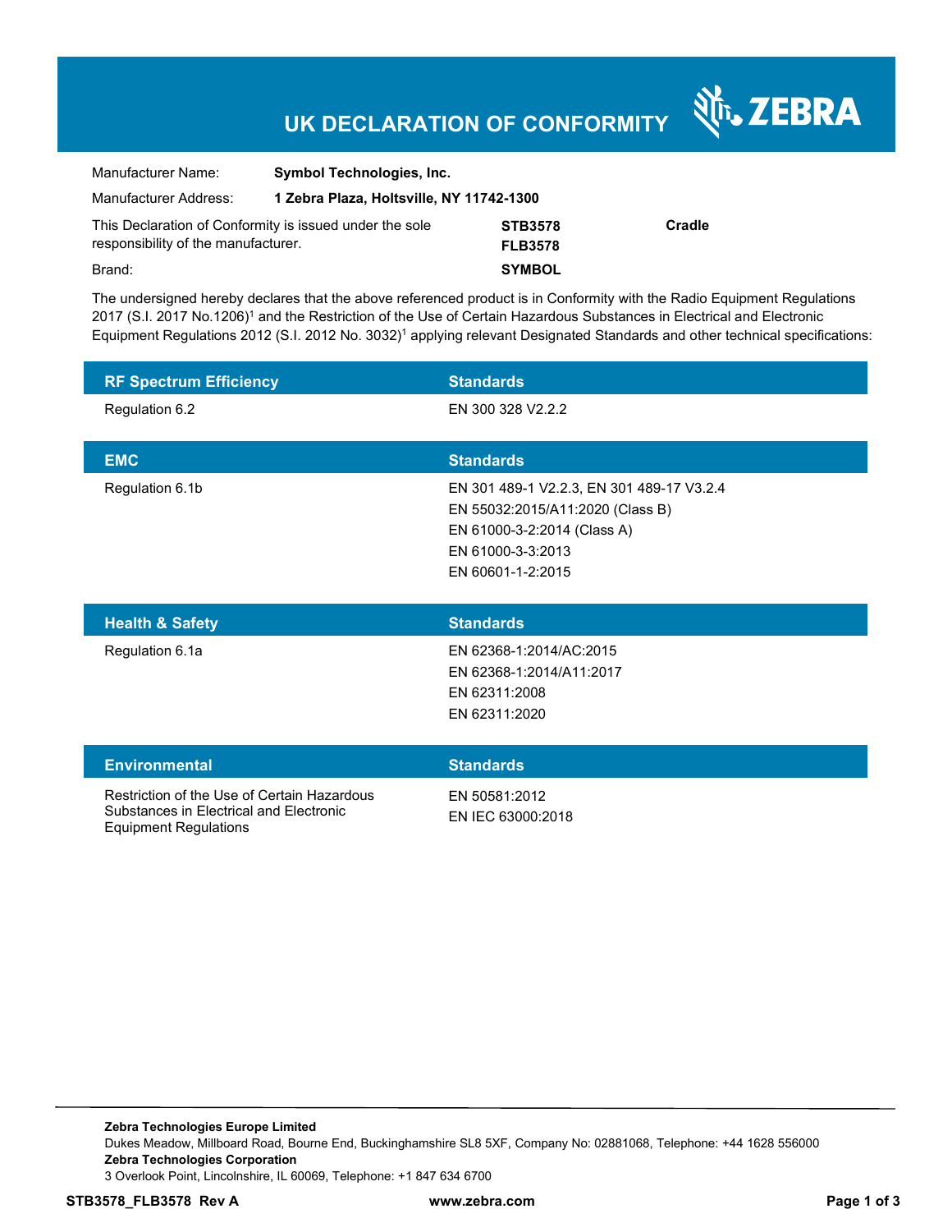# UK DECLARATION OF CONFORMITY

ZEBRA

| | | |
|---|---|---|
| Manufacturer Name: | **Symbol Technologies, Inc.** | |
| Manufacturer Address: | **1 Zebra Plaza, Holtsville, NY 11742-1300** | |
| This Declaration of Conformity is issued under the sole responsibility of the manufacturer. | **STB3578**<br>**FLB3578** | **Cradle** |
| Brand: | **SYMBOL** | |

The undersigned hereby declares that the above referenced product is in Conformity with the Radio Equipment Regulations 2017 (S.I. 2017 No.1206)[1] and the Restriction of the Use of Certain Hazardous Substances in Electrical and Electronic Equipment Regulations 2012 (S.I. 2012 No. 3032)[1] applying relevant Designated Standards and other technical specifications:

| RF Spectrum Efficiency | Standards |
|---|---|
| Regulation 6.2 | EN 300 328 V2.2.2 |

| EMC | Standards |
|---|---|
| Regulation 6.1b | EN 301 489-1 V2.2.3, EN 301 489-17 V3.2.4<br>EN 55032:2015/A11:2020 (Class B)<br>EN 61000-3-2:2014 (Class A)<br>EN 61000-3-3:2013<br>EN 60601-1-2:2015 |

| Health & Safety | Standards |
|---|---|
| Regulation 6.1a | EN 62368-1:2014/AC:2015<br>EN 62368-1:2014/A11:2017<br>EN 62311:2008<br>EN 62311:2020 |

| Environmental | Standards |
|---|---|
| Restriction of the Use of Certain Hazardous Substances in Electrical and Electronic Equipment Regulations | EN 50581:2012<br>EN IEC 63000:2018 |

**Zebra Technologies Europe Limited**
Dukes Meadow, Millboard Road, Bourne End, Buckinghamshire SL8 5XF, Company No: 02881068, Telephone: +44 1628 556000
**Zebra Technologies Corporation**
3 Overlook Point, Lincolnshire, IL 60069, Telephone: +1 847 634 6700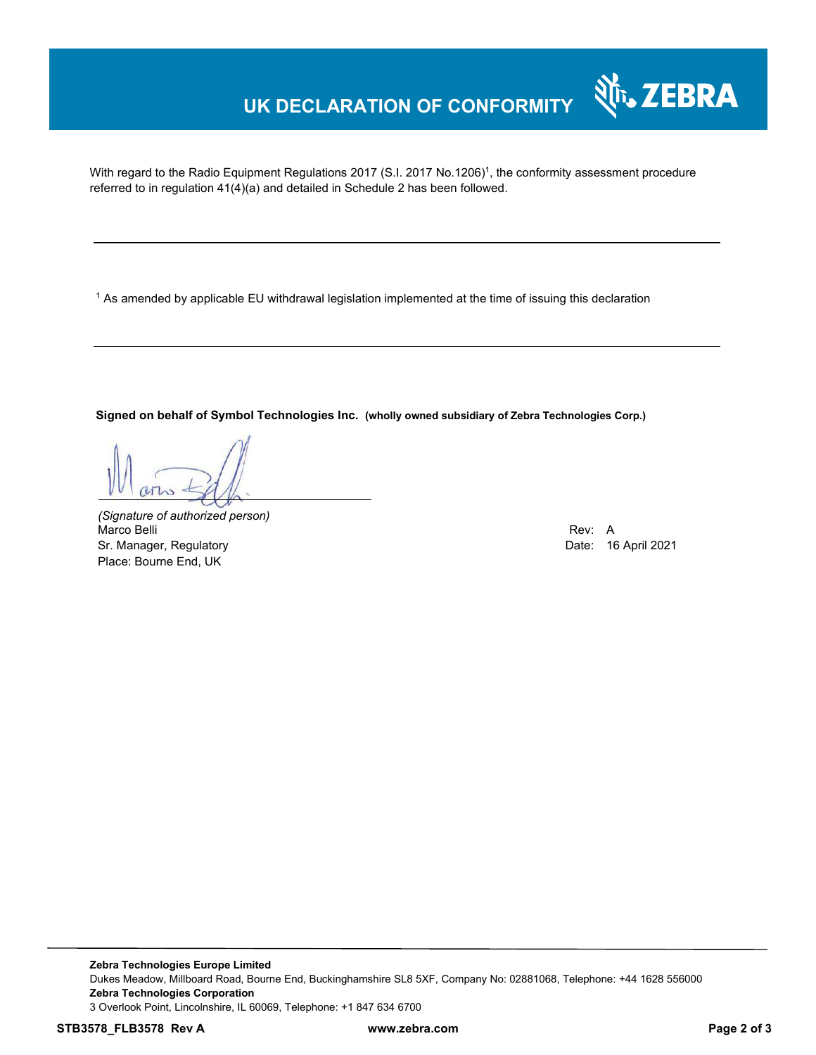# UK DECLARATION OF CONFORMITY

With regard to the Radio Equipment Regulations 2017 (S.I. 2017 No.1206)[1], the conformity assessment procedure referred to in regulation 41(4)(a) and detailed in Schedule 2 has been followed.

---

[1] As amended by applicable EU withdrawal legislation implemented at the time of issuing this declaration

---

**Signed on behalf of Symbol Technologies Inc.** **(wholly owned subsidiary of Zebra Technologies Corp.)**

*(Signature of authorized person)*
Marco Belli
Sr. Manager, Regulatory
Place: Bourne End, UK

Rev: A
Date: 16 April 2021

---

**Zebra Technologies Europe Limited**
Dukes Meadow, Millboard Road, Bourne End, Buckinghamshire SL8 5XF, Company No: 02881068, Telephone: +44 1628 556000
**Zebra Technologies Corporation**
3 Overlook Point, Lincolnshire, IL 60069, Telephone: +1 847 634 6700

**STB3578_FLB3578 Rev A** **www.zebra.com**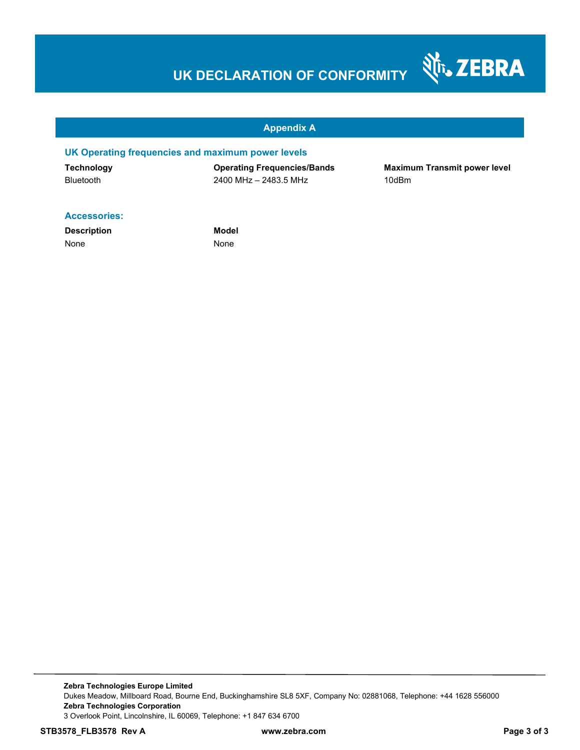# UK DECLARATION OF CONFORMITY

## Appendix A

### UK Operating frequencies and maximum power levels

| Technology | Operating Frequencies/Bands | Maximum Transmit power level |
|---|---|---|
| Bluetooth | 2400 MHz – 2483.5 MHz | 10dBm |

### Accessories:

| Description | Model |
|---|---|
| None | None |

**Zebra Technologies Europe Limited**
Dukes Meadow, Millboard Road, Bourne End, Buckinghamshire SL8 5XF, Company No: 02881068, Telephone: +44 1628 556000
**Zebra Technologies Corporation**
3 Overlook Point, Lincolnshire, IL 60069, Telephone: +1 847 634 6700

**STB3578_FLB3578 Rev A** **www.zebra.com**